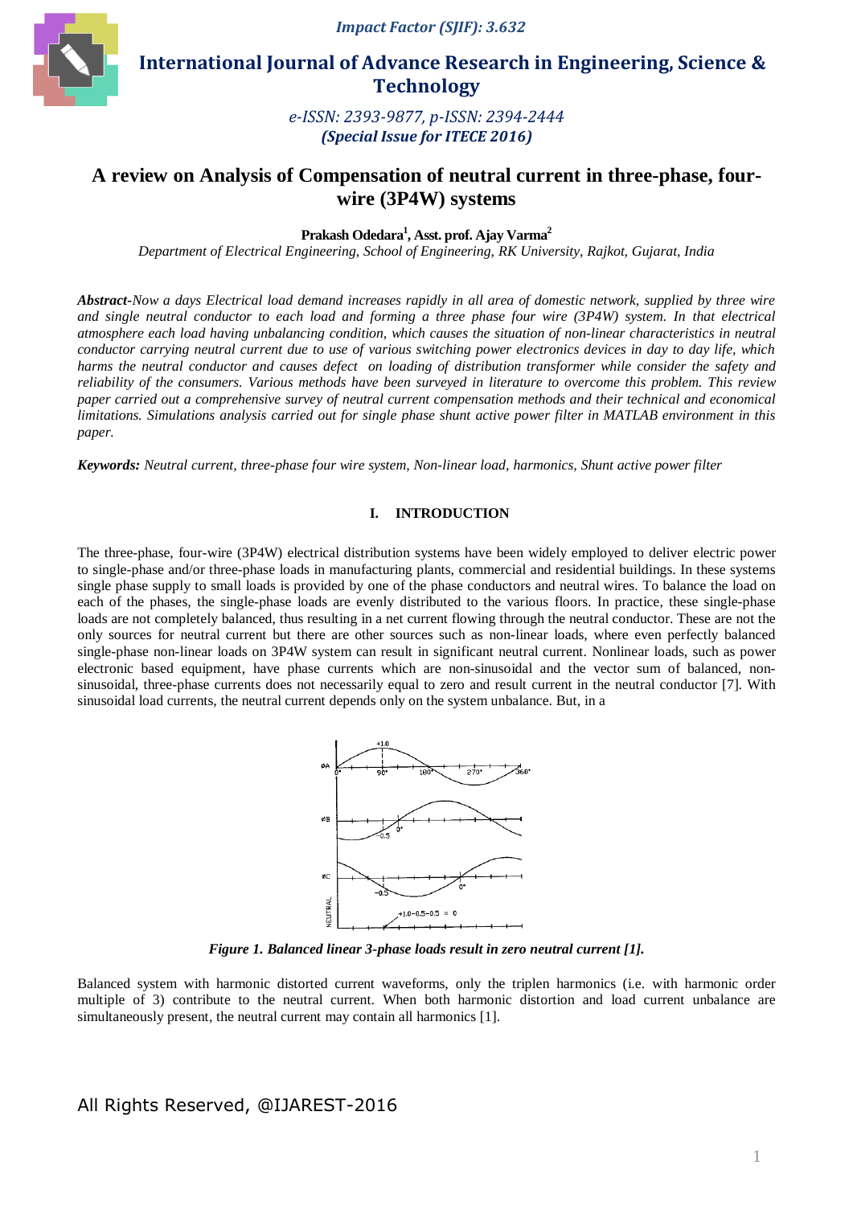# A review on Analysis of Compensation of neutral current in three-phase, four-wire (3P4W) systems

**Prakash Odedara[1], Asst. prof. Ajay Varma[2]**

*Department of Electrical Engineering, School of Engineering, RK University, Rajkot, Gujarat, India*

***Abstract****-Now a days Electrical load demand increases rapidly in all area of domestic network, supplied by three wire and single neutral conductor to each load and forming a three phase four wire (3P4W) system. In that electrical atmosphere each load having unbalancing condition, which causes the situation of non-linear characteristics in neutral conductor carrying neutral current due to use of various switching power electronics devices in day to day life, which harms the neutral conductor and causes defect on loading of distribution transformer while consider the safety and reliability of the consumers. Various methods have been surveyed in literature to overcome this problem. This review paper carried out a comprehensive survey of neutral current compensation methods and their technical and economical limitations. Simulations analysis carried out for single phase shunt active power filter in MATLAB environment in this paper.*

***Keywords:*** *Neutral current, three-phase four wire system, Non-linear load, harmonics, Shunt active power filter*

## I. INTRODUCTION

The three-phase, four-wire (3P4W) electrical distribution systems have been widely employed to deliver electric power to single-phase and/or three-phase loads in manufacturing plants, commercial and residential buildings. In these systems single phase supply to small loads is provided by one of the phase conductors and neutral wires. To balance the load on each of the phases, the single-phase loads are evenly distributed to the various floors. In practice, these single-phase loads are not completely balanced, thus resulting in a net current flowing through the neutral conductor. These are not the only sources for neutral current but there are other sources such as non-linear loads, where even perfectly balanced single-phase non-linear loads on 3P4W system can result in significant neutral current. Nonlinear loads, such as power electronic based equipment, have phase currents which are non-sinusoidal and the vector sum of balanced, non-sinusoidal, three-phase currents does not necessarily equal to zero and result current in the neutral conductor [7]. With sinusoidal load currents, the neutral current depends only on the system unbalance. But, in a

***Figure 1. Balanced linear 3-phase loads result in zero neutral current [1].***

Balanced system with harmonic distorted current waveforms, only the triplen harmonics (i.e. with harmonic order multiple of 3) contribute to the neutral current. When both harmonic distortion and load current unbalance are simultaneously present, the neutral current may contain all harmonics [1].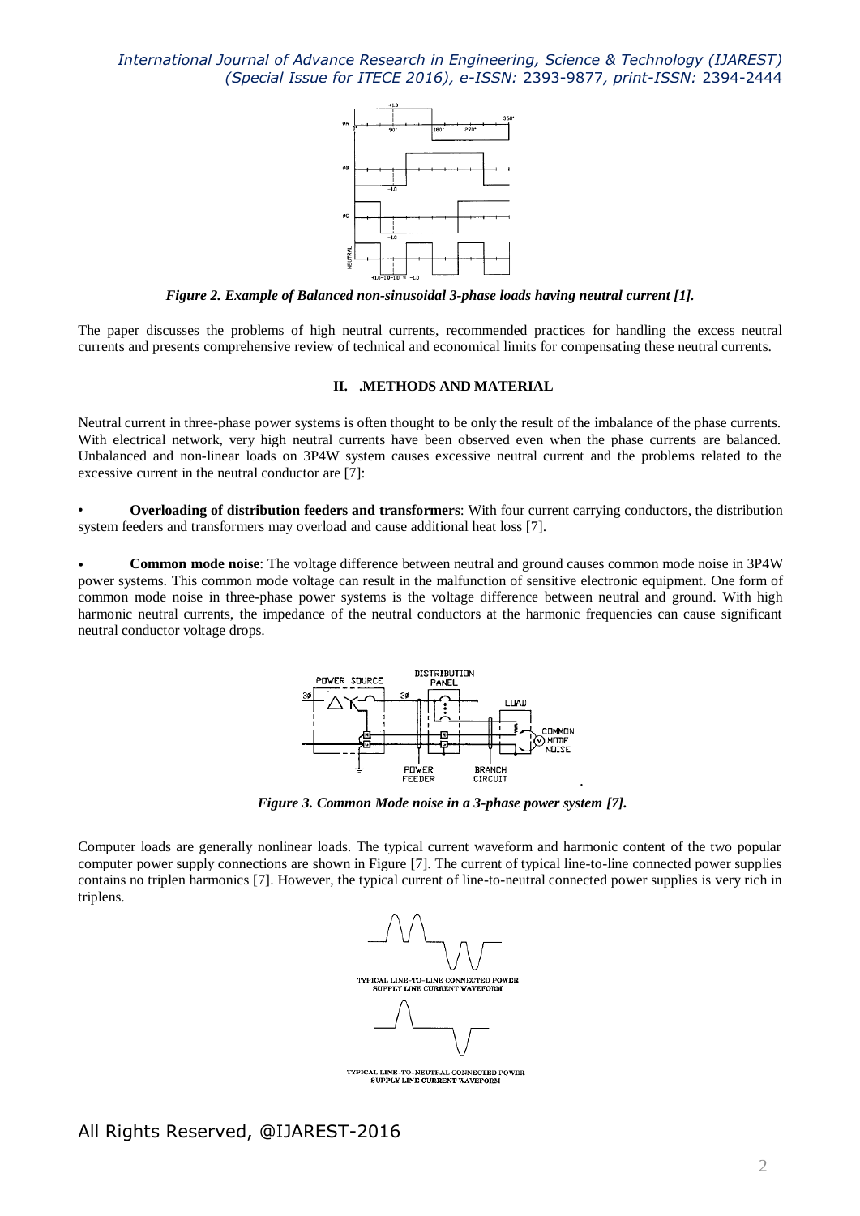*Figure 2. Example of Balanced non-sinusoidal 3-phase loads having neutral current [1].*

The paper discusses the problems of high neutral currents, recommended practices for handling the excess neutral currents and presents comprehensive review of technical and economical limits for compensating these neutral currents.

## II. .METHODS AND MATERIAL

Neutral current in three-phase power systems is often thought to be only the result of the imbalance of the phase currents. With electrical network, very high neutral currents have been observed even when the phase currents are balanced. Unbalanced and non-linear loads on 3P4W system causes excessive neutral current and the problems related to the excessive current in the neutral conductor are [7]:

- **Overloading of distribution feeders and transformers**: With four current carrying conductors, the distribution system feeders and transformers may overload and cause additional heat loss [7].
- **Common mode noise**: The voltage difference between neutral and ground causes common mode noise in 3P4W power systems. This common mode voltage can result in the malfunction of sensitive electronic equipment. One form of common mode noise in three-phase power systems is the voltage difference between neutral and ground. With high harmonic neutral currents, the impedance of the neutral conductors at the harmonic frequencies can cause significant neutral conductor voltage drops.

*Figure 3. Common Mode noise in a 3-phase power system [7].*

Computer loads are generally nonlinear loads. The typical current waveform and harmonic content of the two popular computer power supply connections are shown in Figure [7]. The current of typical line-to-line connected power supplies contains no triplen harmonics [7]. However, the typical current of line-to-neutral connected power supplies is very rich in triplens.

TYPICAL LINE-TO-LINE CONNECTED POWER SUPPLY LINE CURRENT WAVEFORM

TYPICAL LINE-TO-NEUTRAL CONNECTED POWER SUPPLY LINE CURRENT WAVEFORM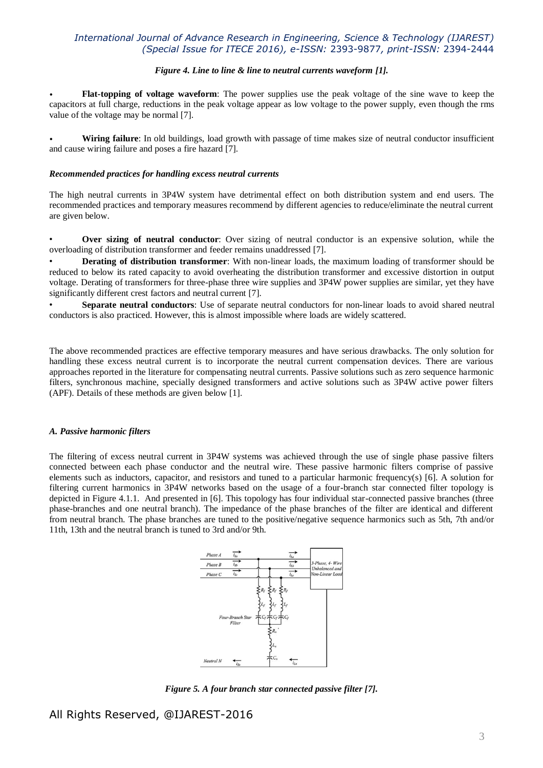*Figure 4. Line to line & line to neutral currents waveform [1].*

- **Flat-topping of voltage waveform**: The power supplies use the peak voltage of the sine wave to keep the capacitors at full charge, reductions in the peak voltage appear as low voltage to the power supply, even though the rms value of the voltage may be normal [7].

- **Wiring failure**: In old buildings, load growth with passage of time makes size of neutral conductor insufficient and cause wiring failure and poses a fire hazard [7].

***Recommended practices for handling excess neutral currents***

The high neutral currents in 3P4W system have detrimental effect on both distribution system and end users. The recommended practices and temporary measures recommend by different agencies to reduce/eliminate the neutral current are given below.

- **Over sizing of neutral conductor**: Over sizing of neutral conductor is an expensive solution, while the overloading of distribution transformer and feeder remains unaddressed [7].
- **Derating of distribution transformer**: With non-linear loads, the maximum loading of transformer should be reduced to below its rated capacity to avoid overheating the distribution transformer and excessive distortion in output voltage. Derating of transformers for three-phase three wire supplies and 3P4W power supplies are similar, yet they have significantly different crest factors and neutral current [7].
- **Separate neutral conductors**: Use of separate neutral conductors for non-linear loads to avoid shared neutral conductors is also practiced. However, this is almost impossible where loads are widely scattered.

The above recommended practices are effective temporary measures and have serious drawbacks. The only solution for handling these excess neutral current is to incorporate the neutral current compensation devices. There are various approaches reported in the literature for compensating neutral currents. Passive solutions such as zero sequence harmonic filters, synchronous machine, specially designed transformers and active solutions such as 3P4W active power filters (APF). Details of these methods are given below [1].

***A. Passive harmonic filters***

The filtering of excess neutral current in 3P4W systems was achieved through the use of single phase passive filters connected between each phase conductor and the neutral wire. These passive harmonic filters comprise of passive elements such as inductors, capacitor, and resistors and tuned to a particular harmonic frequency(s) [6]. A solution for filtering current harmonics in 3P4W networks based on the usage of a four-branch star connected filter topology is depicted in Figure 4.1.1. And presented in [6]. This topology has four individual star-connected passive branches (three phase-branches and one neutral branch). The impedance of the phase branches of the filter are identical and different from neutral branch. The phase branches are tuned to the positive/negative sequence harmonics such as 5th, 7th and/or 11th, 13th and the neutral branch is tuned to 3rd and/or 9th.

*Figure 5. A four branch star connected passive filter [7].*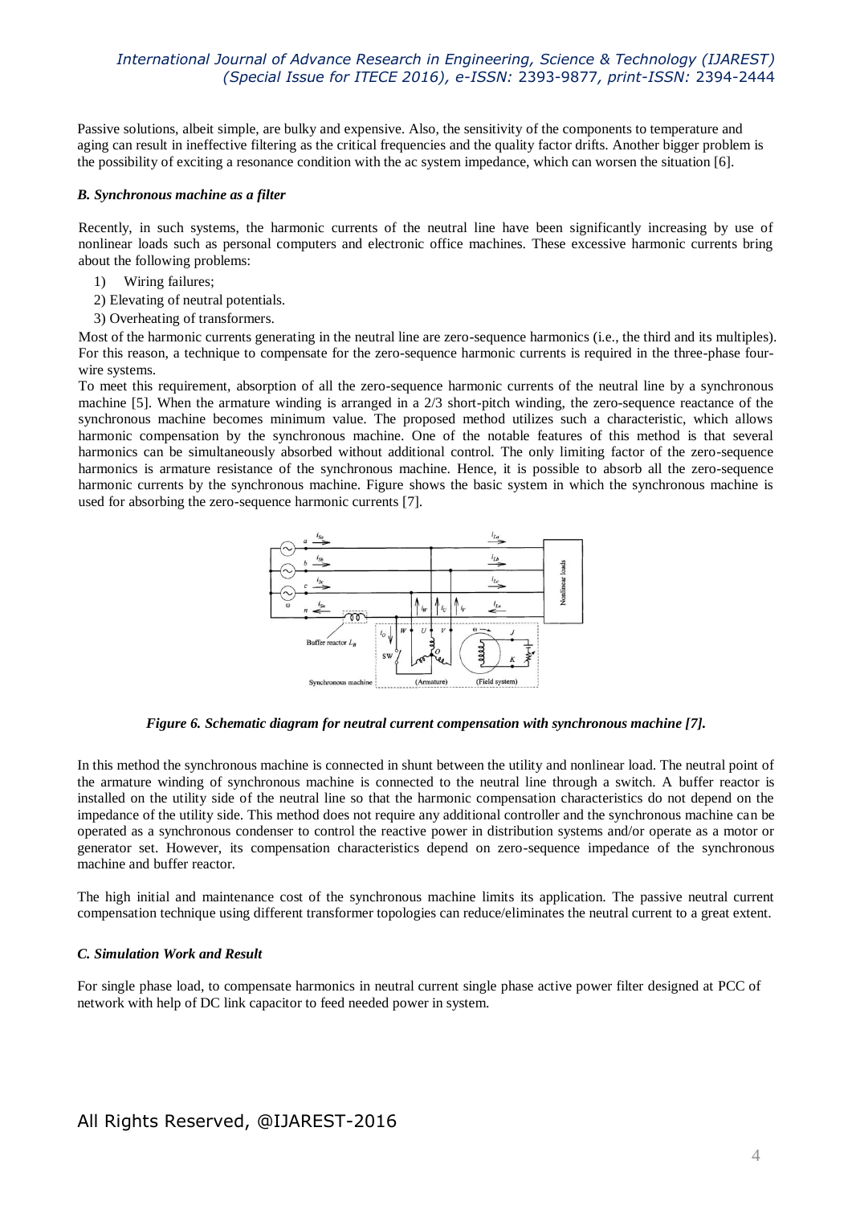Passive solutions, albeit simple, are bulky and expensive. Also, the sensitivity of the components to temperature and aging can result in ineffective filtering as the critical frequencies and the quality factor drifts. Another bigger problem is the possibility of exciting a resonance condition with the ac system impedance, which can worsen the situation [6].

### *B. Synchronous machine as a filter*

Recently, in such systems, the harmonic currents of the neutral line have been significantly increasing by use of nonlinear loads such as personal computers and electronic office machines. These excessive harmonic currents bring about the following problems:

1) Wiring failures;
2) Elevating of neutral potentials.
3) Overheating of transformers.

Most of the harmonic currents generating in the neutral line are zero-sequence harmonics (i.e., the third and its multiples). For this reason, a technique to compensate for the zero-sequence harmonic currents is required in the three-phase four-wire systems.

To meet this requirement, absorption of all the zero-sequence harmonic currents of the neutral line by a synchronous machine [5]. When the armature winding is arranged in a 2/3 short-pitch winding, the zero-sequence reactance of the synchronous machine becomes minimum value. The proposed method utilizes such a characteristic, which allows harmonic compensation by the synchronous machine. One of the notable features of this method is that several harmonics can be simultaneously absorbed without additional control. The only limiting factor of the zero-sequence harmonics is armature resistance of the synchronous machine. Hence, it is possible to absorb all the zero-sequence harmonic currents by the synchronous machine. Figure shows the basic system in which the synchronous machine is used for absorbing the zero-sequence harmonic currents [7].

*Figure 6. Schematic diagram for neutral current compensation with synchronous machine [7].*

In this method the synchronous machine is connected in shunt between the utility and nonlinear load. The neutral point of the armature winding of synchronous machine is connected to the neutral line through a switch. A buffer reactor is installed on the utility side of the neutral line so that the harmonic compensation characteristics do not depend on the impedance of the utility side. This method does not require any additional controller and the synchronous machine can be operated as a synchronous condenser to control the reactive power in distribution systems and/or operate as a motor or generator set. However, its compensation characteristics depend on zero-sequence impedance of the synchronous machine and buffer reactor.

The high initial and maintenance cost of the synchronous machine limits its application. The passive neutral current compensation technique using different transformer topologies can reduce/eliminates the neutral current to a great extent.

### *C. Simulation Work and Result*

For single phase load, to compensate harmonics in neutral current single phase active power filter designed at PCC of network with help of DC link capacitor to feed needed power in system.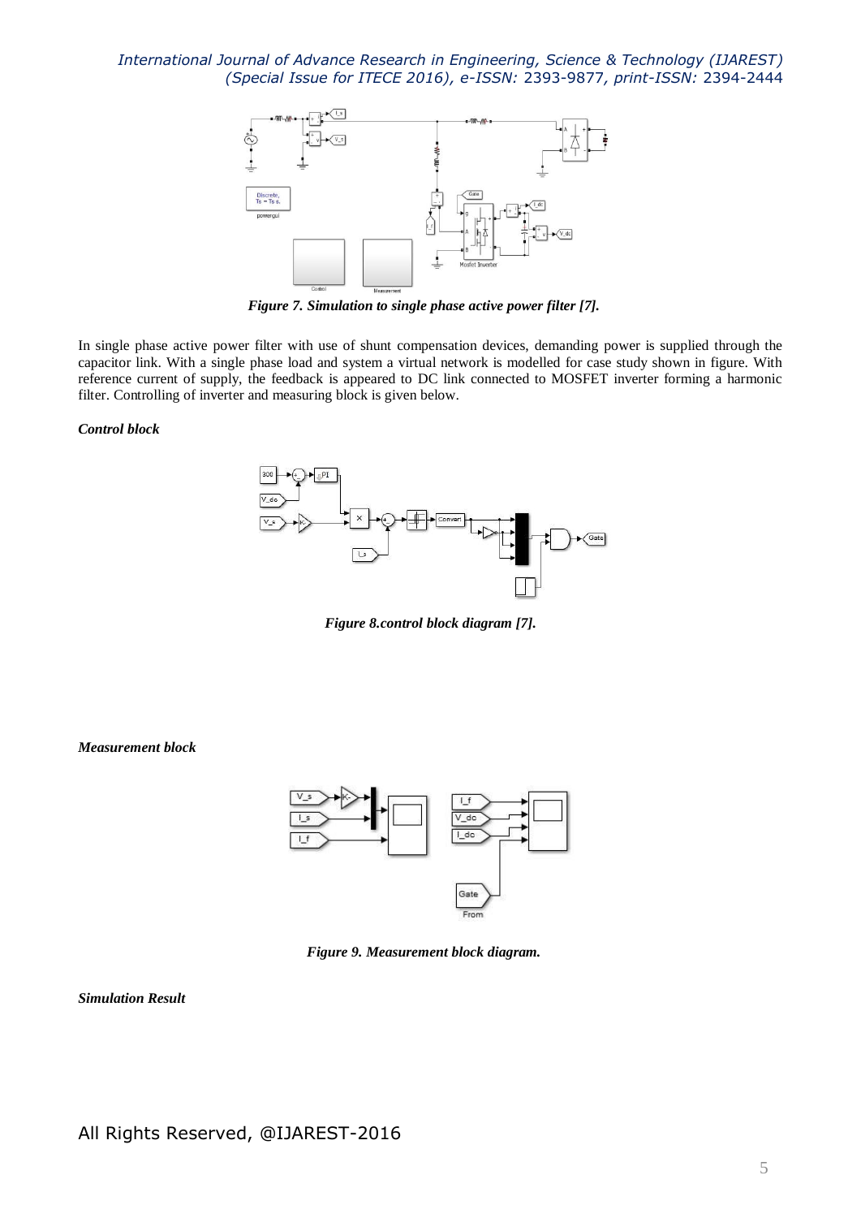*Figure 7. Simulation to single phase active power filter [7].*

In single phase active power filter with use of shunt compensation devices, demanding power is supplied through the capacitor link. With a single phase load and system a virtual network is modelled for case study shown in figure. With reference current of supply, the feedback is appeared to DC link connected to MOSFET inverter forming a harmonic filter. Controlling of inverter and measuring block is given below.

***Control block***

*Figure 8.control block diagram [7].*

***Measurement block***

*Figure 9. Measurement block diagram.*

***Simulation Result***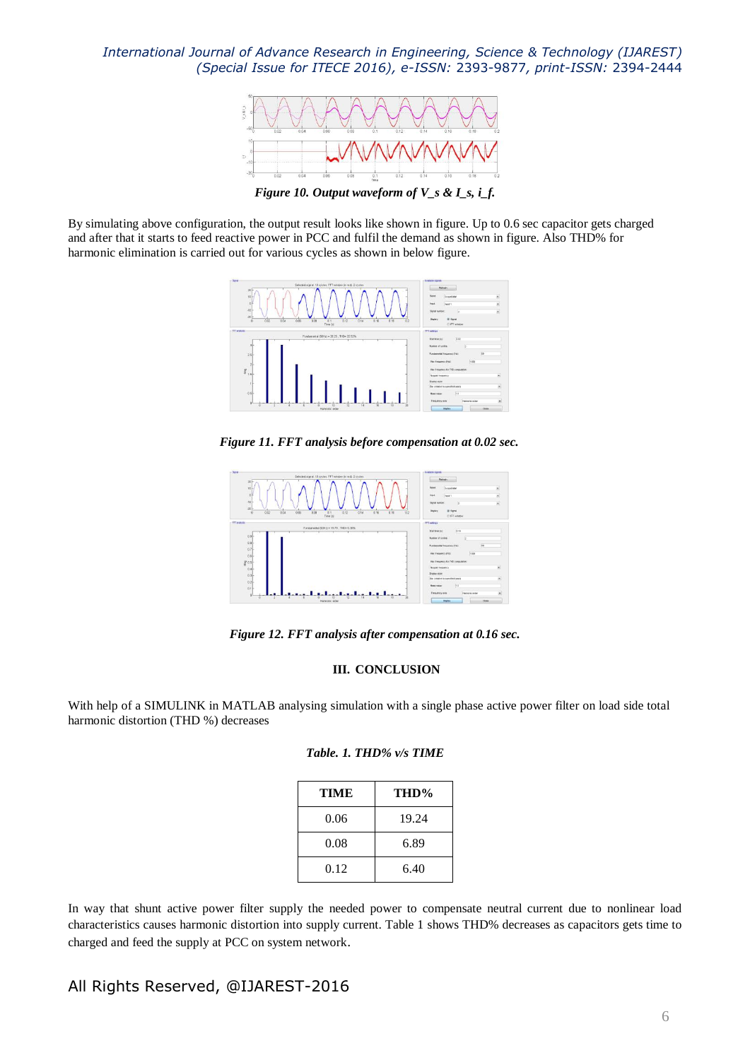*Figure 10. Output waveform of V_s & I_s, i_f.*

By simulating above configuration, the output result looks like shown in figure. Up to 0.6 sec capacitor gets charged and after that it starts to feed reactive power in PCC and fulfil the demand as shown in figure. Also THD% for harmonic elimination is carried out for various cycles as shown in below figure.

*Figure 11. FFT analysis before compensation at 0.02 sec.*

*Figure 12. FFT analysis after compensation at 0.16 sec.*

## III. CONCLUSION

With help of a SIMULINK in MATLAB analysing simulation with a single phase active power filter on load side total harmonic distortion (THD %) decreases

*Table. 1. THD% v/s TIME*

| TIME | THD% |
|---|---|
| 0.06 | 19.24 |
| 0.08 | 6.89 |
| 0.12 | 6.40 |

In way that shunt active power filter supply the needed power to compensate neutral current due to nonlinear load characteristics causes harmonic distortion into supply current. Table 1 shows THD% decreases as capacitors gets time to charged and feed the supply at PCC on system network.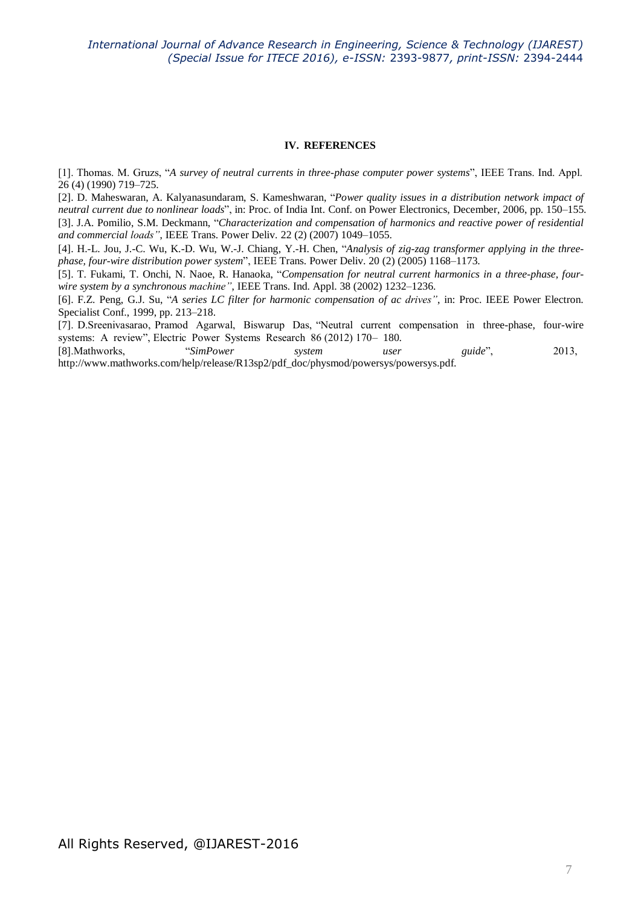## IV. REFERENCES

[1]. Thomas. M. Gruzs, "*A survey of neutral currents in three-phase computer power systems*", IEEE Trans. Ind. Appl. 26 (4) (1990) 719–725.

[2]. D. Maheswaran, A. Kalyanasundaram, S. Kameshwaran, "*Power quality issues in a distribution network impact of neutral current due to nonlinear loads*", in: Proc. of India Int. Conf. on Power Electronics, December, 2006, pp. 150–155.

[3]. J.A. Pomilio, S.M. Deckmann, "*Characterization and compensation of harmonics and reactive power of residential and commercial loads"*, IEEE Trans. Power Deliv. 22 (2) (2007) 1049–1055.

[4]. H.-L. Jou, J.-C. Wu, K.-D. Wu, W.-J. Chiang, Y.-H. Chen, "*Analysis of zig-zag transformer applying in the three-phase, four-wire distribution power system*", IEEE Trans. Power Deliv. 20 (2) (2005) 1168–1173.

[5]. T. Fukami, T. Onchi, N. Naoe, R. Hanaoka, "*Compensation for neutral current harmonics in a three-phase, four-wire system by a synchronous machine"*, IEEE Trans. Ind. Appl. 38 (2002) 1232–1236.

[6]. F.Z. Peng, G.J. Su, "*A series LC filter for harmonic compensation of ac drives"*, in: Proc. IEEE Power Electron. Specialist Conf., 1999, pp. 213–218.

[7]. D.Sreenivasarao, Pramod Agarwal, Biswarup Das, "Neutral current compensation in three-phase, four-wire systems: A review", Electric Power Systems Research 86 (2012) 170– 180.

[8].Mathworks, "*SimPower system user guide*", 2013, http://www.mathworks.com/help/release/R13sp2/pdf_doc/physmod/powersys/powersys.pdf.